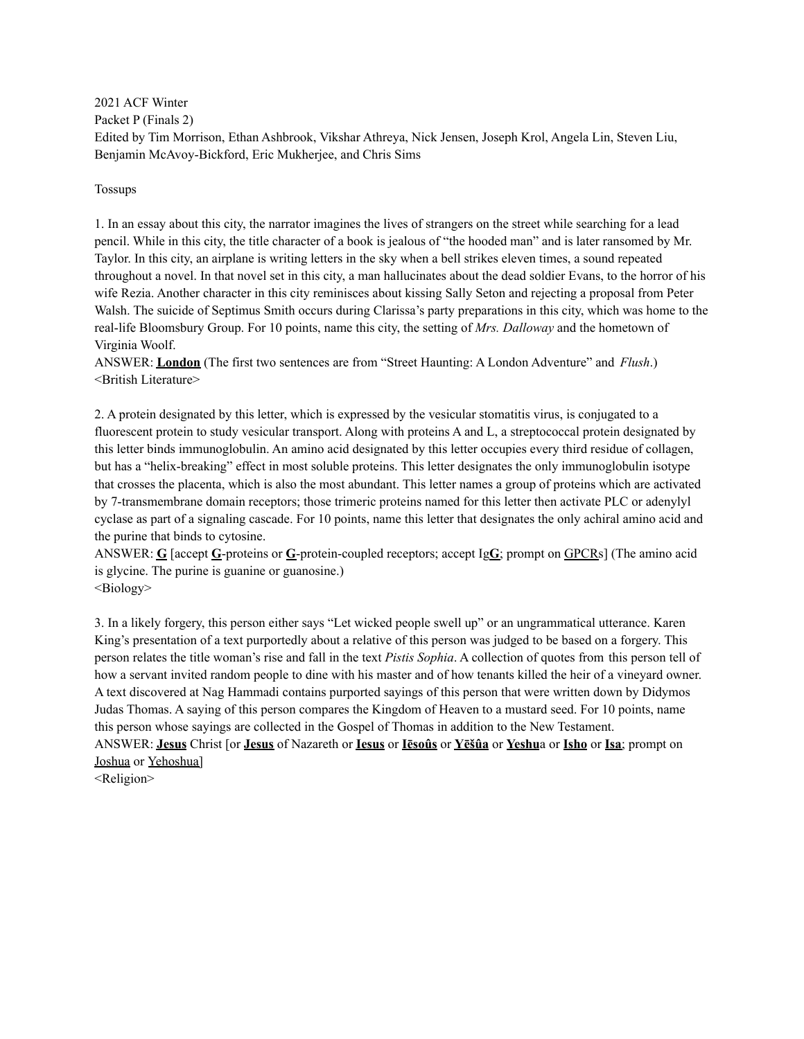2021 ACF Winter
Packet P (Finals 2)
Edited by Tim Morrison, Ethan Ashbrook, Vikshar Athreya, Nick Jensen, Joseph Krol, Angela Lin, Steven Liu, Benjamin McAvoy-Bickford, Eric Mukherjee, and Chris Sims

Tossups

1. In an essay about this city, the narrator imagines the lives of strangers on the street while searching for a lead pencil. While in this city, the title character of a book is jealous of "the hooded man" and is later ransomed by Mr. Taylor. In this city, an airplane is writing letters in the sky when a bell strikes eleven times, a sound repeated throughout a novel. In that novel set in this city, a man hallucinates about the dead soldier Evans, to the horror of his wife Rezia. Another character in this city reminisces about kissing Sally Seton and rejecting a proposal from Peter Walsh. The suicide of Septimus Smith occurs during Clarissa's party preparations in this city, which was home to the real-life Bloomsbury Group. For 10 points, name this city, the setting of *Mrs. Dalloway* and the hometown of Virginia Woolf.
ANSWER: **London** (The first two sentences are from "Street Haunting: A London Adventure" and *Flush*.)
<British Literature>

2. A protein designated by this letter, which is expressed by the vesicular stomatitis virus, is conjugated to a fluorescent protein to study vesicular transport. Along with proteins A and L, a streptococcal protein designated by this letter binds immunoglobulin. An amino acid designated by this letter occupies every third residue of collagen, but has a "helix-breaking" effect in most soluble proteins. This letter designates the only immunoglobulin isotype that crosses the placenta, which is also the most abundant. This letter names a group of proteins which are activated by 7-transmembrane domain receptors; those trimeric proteins named for this letter then activate PLC or adenylyl cyclase as part of a signaling cascade. For 10 points, name this letter that designates the only achiral amino acid and the purine that binds to cytosine.
ANSWER: **G** [accept **G**-proteins or **G**-protein-coupled receptors; accept Ig**G**; prompt on GPCRs] (The amino acid is glycine. The purine is guanine or guanosine.)
<Biology>

3. In a likely forgery, this person either says "Let wicked people swell up" or an ungrammatical utterance. Karen King's presentation of a text purportedly about a relative of this person was judged to be based on a forgery. This person relates the title woman's rise and fall in the text *Pistis Sophia*. A collection of quotes from this person tell of how a servant invited random people to dine with his master and of how tenants killed the heir of a vineyard owner. A text discovered at Nag Hammadi contains purported sayings of this person that were written down by Didymos Judas Thomas. A saying of this person compares the Kingdom of Heaven to a mustard seed. For 10 points, name this person whose sayings are collected in the Gospel of Thomas in addition to the New Testament.
ANSWER: **Jesus** Christ [or **Jesus** of Nazareth or **Iesus** or **Iēsoûs** or **Yēšûa** or **Yeshu**a or **Isho** or **Isa**; prompt on Joshua or Yehoshua]
<Religion>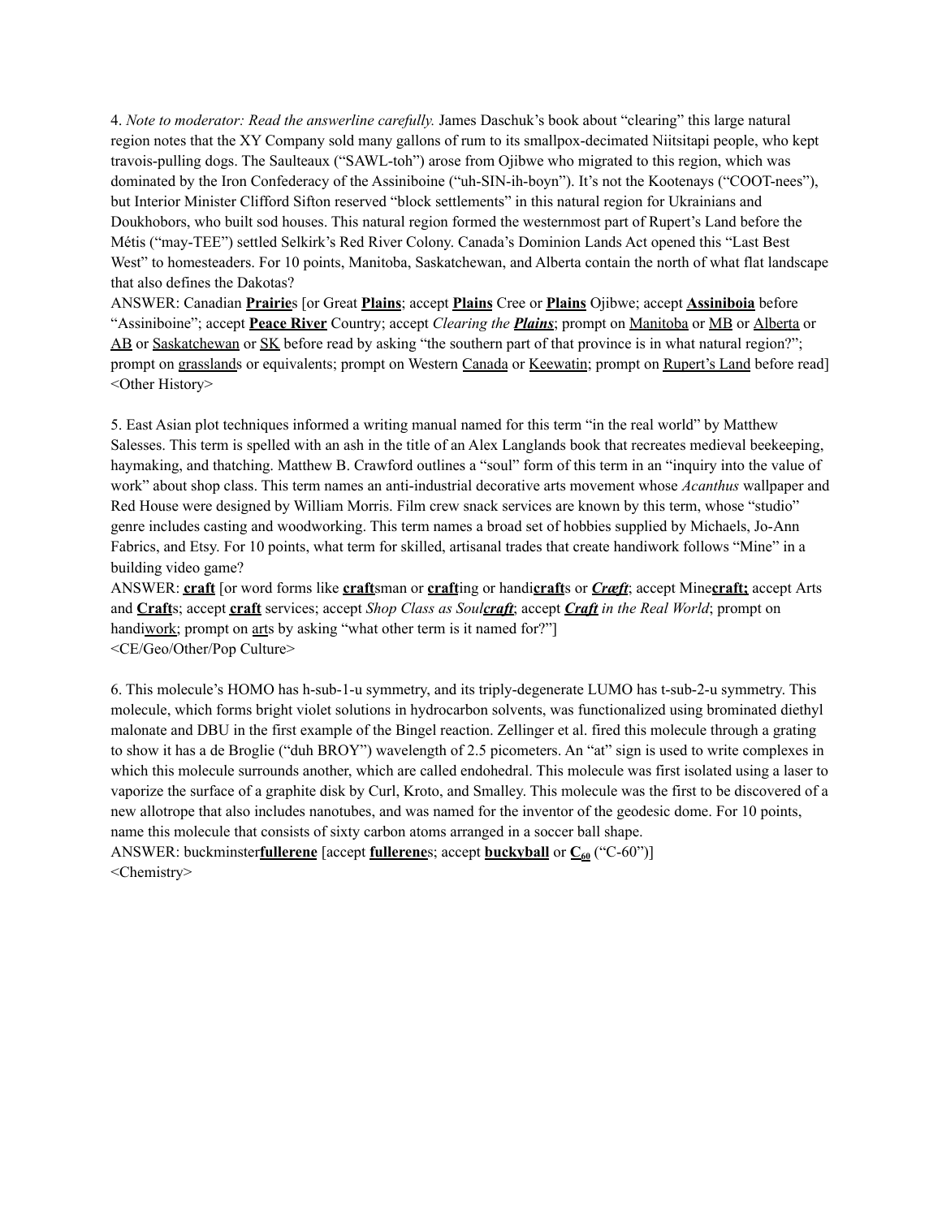4. *Note to moderator: Read the answerline carefully.* James Daschuk's book about "clearing" this large natural region notes that the XY Company sold many gallons of rum to its smallpox-decimated Niitsitapi people, who kept travois-pulling dogs. The Saulteaux ("SAWL-toh") arose from Ojibwe who migrated to this region, which was dominated by the Iron Confederacy of the Assiniboine ("uh-SIN-ih-boyn"). It's not the Kootenays ("COOT-nees"), but Interior Minister Clifford Sifton reserved "block settlements" in this natural region for Ukrainians and Doukhobors, who built sod houses. This natural region formed the westernmost part of Rupert's Land before the Métis ("may-TEE") settled Selkirk's Red River Colony. Canada's Dominion Lands Act opened this "Last Best West" to homesteaders. For 10 points, Manitoba, Saskatchewan, and Alberta contain the north of what flat landscape that also defines the Dakotas?

ANSWER: Canadian <u>**Prairie**</u>s [or Great <u>**Plains**</u>; accept <u>**Plains**</u> Cree or <u>**Plains**</u> Ojibwe; accept <u>**Assiniboia**</u> before "Assiniboine"; accept <u>**Peace River**</u> Country; accept *Clearing the <u>**Plains**</u>*; prompt on <u>Manitoba</u> or <u>MB</u> or <u>Alberta</u> or <u>AB</u> or <u>Saskatchewan</u> or <u>SK</u> before read by asking "the southern part of that province is in what natural region?"; prompt on <u>grassland</u>s or equivalents; prompt on Western <u>Canada</u> or <u>Keewatin</u>; prompt on <u>Rupert's Land</u> before read]

<Other History>

5. East Asian plot techniques informed a writing manual named for this term "in the real world" by Matthew Salesses. This term is spelled with an ash in the title of an Alex Langlands book that recreates medieval beekeeping, haymaking, and thatching. Matthew B. Crawford outlines a "soul" form of this term in an "inquiry into the value of work" about shop class. This term names an anti-industrial decorative arts movement whose *Acanthus* wallpaper and Red House were designed by William Morris. Film crew snack services are known by this term, whose "studio" genre includes casting and woodworking. This term names a broad set of hobbies supplied by Michaels, Jo-Ann Fabrics, and Etsy. For 10 points, what term for skilled, artisanal trades that create handiwork follows "Mine" in a building video game?

ANSWER: <u>**craft**</u> [or word forms like <u>**craft**</u>sman or <u>**craft**</u>ing or handi<u>**craft**</u>s or *<u>**Cræft**</u>*; accept Mine<u>**craft;**</u> accept Arts and <u>**Craft**</u>s; accept <u>**craft**</u> services; accept *Shop Class as Soul<u>**craft**</u>*; accept *<u>**Craft**</u> in the Real World*; prompt on handi<u>work</u>; prompt on <u>art</u>s by asking "what other term is it named for?"]

<CE/Geo/Other/Pop Culture>

6. This molecule's HOMO has h-sub-1-u symmetry, and its triply-degenerate LUMO has t-sub-2-u symmetry. This molecule, which forms bright violet solutions in hydrocarbon solvents, was functionalized using brominated diethyl malonate and DBU in the first example of the Bingel reaction. Zellinger et al. fired this molecule through a grating to show it has a de Broglie ("duh BROY") wavelength of 2.5 picometers. An "at" sign is used to write complexes in which this molecule surrounds another, which are called endohedral. This molecule was first isolated using a laser to vaporize the surface of a graphite disk by Curl, Kroto, and Smalley. This molecule was the first to be discovered of a new allotrope that also includes nanotubes, and was named for the inventor of the geodesic dome. For 10 points, name this molecule that consists of sixty carbon atoms arranged in a soccer ball shape.

ANSWER: buckminster<u>**fullerene**</u> [accept <u>**fullerene**</u>s; accept <u>**buckyball**</u> or <u>**$C_{60}$**</u> ("C-60")]

<Chemistry>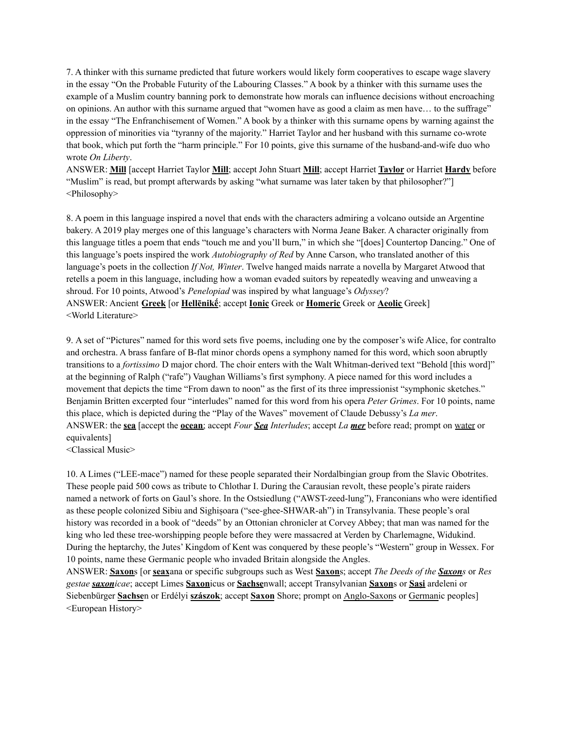7. A thinker with this surname predicted that future workers would likely form cooperatives to escape wage slavery in the essay "On the Probable Futurity of the Labouring Classes." A book by a thinker with this surname uses the example of a Muslim country banning pork to demonstrate how morals can influence decisions without encroaching on opinions. An author with this surname argued that "women have as good a claim as men have… to the suffrage" in the essay "The Enfranchisement of Women." A book by a thinker with this surname opens by warning against the oppression of minorities via "tyranny of the majority." Harriet Taylor and her husband with this surname co-wrote that book, which put forth the "harm principle." For 10 points, give this surname of the husband-and-wife duo who wrote *On Liberty*.

ANSWER: **Mill** [accept Harriet Taylor **Mill**; accept John Stuart **Mill**; accept Harriet **Taylor** or Harriet **Hardy** before "Muslim" is read, but prompt afterwards by asking "what surname was later taken by that philosopher?"]

<Philosophy>

8. A poem in this language inspired a novel that ends with the characters admiring a volcano outside an Argentine bakery. A 2019 play merges one of this language's characters with Norma Jeane Baker. A character originally from this language titles a poem that ends "touch me and you'll burn," in which she "[does] Countertop Dancing." One of this language's poets inspired the work *Autobiography of Red* by Anne Carson, who translated another of this language's poets in the collection *If Not, Winter*. Twelve hanged maids narrate a novella by Margaret Atwood that retells a poem in this language, including how a woman evaded suitors by repeatedly weaving and unweaving a shroud. For 10 points, Atwood's *Penelopiad* was inspired by what language's *Odyssey*?

ANSWER: Ancient **Greek** [or **Hellēnikḗ**; accept **Ionic** Greek or **Homeric** Greek or **Aeolic** Greek]

<World Literature>

9. A set of "Pictures" named for this word sets five poems, including one by the composer's wife Alice, for contralto and orchestra. A brass fanfare of B-flat minor chords opens a symphony named for this word, which soon abruptly transitions to a *fortissimo* D major chord. The choir enters with the Walt Whitman-derived text "Behold [this word]" at the beginning of Ralph ("rafe") Vaughan Williams's first symphony. A piece named for this word includes a movement that depicts the time "From dawn to noon" as the first of its three impressionist "symphonic sketches." Benjamin Britten excerpted four "interludes" named for this word from his opera *Peter Grimes*. For 10 points, name this place, which is depicted during the "Play of the Waves" movement of Claude Debussy's *La mer*.

ANSWER: the **sea** [accept the **ocean**; accept *Four **Sea** Interludes*; accept *La **mer*** before read; prompt on water or equivalents]

<Classical Music>

10. A Limes ("LEE-mace") named for these people separated their Nordalbingian group from the Slavic Obotrites. These people paid 500 cows as tribute to Chlothar I. During the Carausian revolt, these people's pirate raiders named a network of forts on Gaul's shore. In the Ostsiedlung ("AWST-zeed-lung"), Franconians who were identified as these people colonized Sibiu and Sighișoara ("see-ghee-SHWAR-ah") in Transylvania. These people's oral history was recorded in a book of "deeds" by an Ottonian chronicler at Corvey Abbey; that man was named for the king who led these tree-worshipping people before they were massacred at Verden by Charlemagne, Widukind. During the heptarchy, the Jutes' Kingdom of Kent was conquered by these people's "Western" group in Wessex. For 10 points, name these Germanic people who invaded Britain alongside the Angles.

ANSWER: **Saxon**s [or **seax**ana or specific subgroups such as West **Saxon**s; accept *The Deeds of the **Saxon**s* or *Res gestae **saxon**icae*; accept Limes **Saxon**icus or **Sachse**nwall; accept Transylvanian **Saxon**s or **Sași** ardeleni or Siebenbürger **Sachse**n or Erdélyi **szászok**; accept **Saxon** Shore; prompt on Anglo-Saxons or Germanic peoples]

<European History>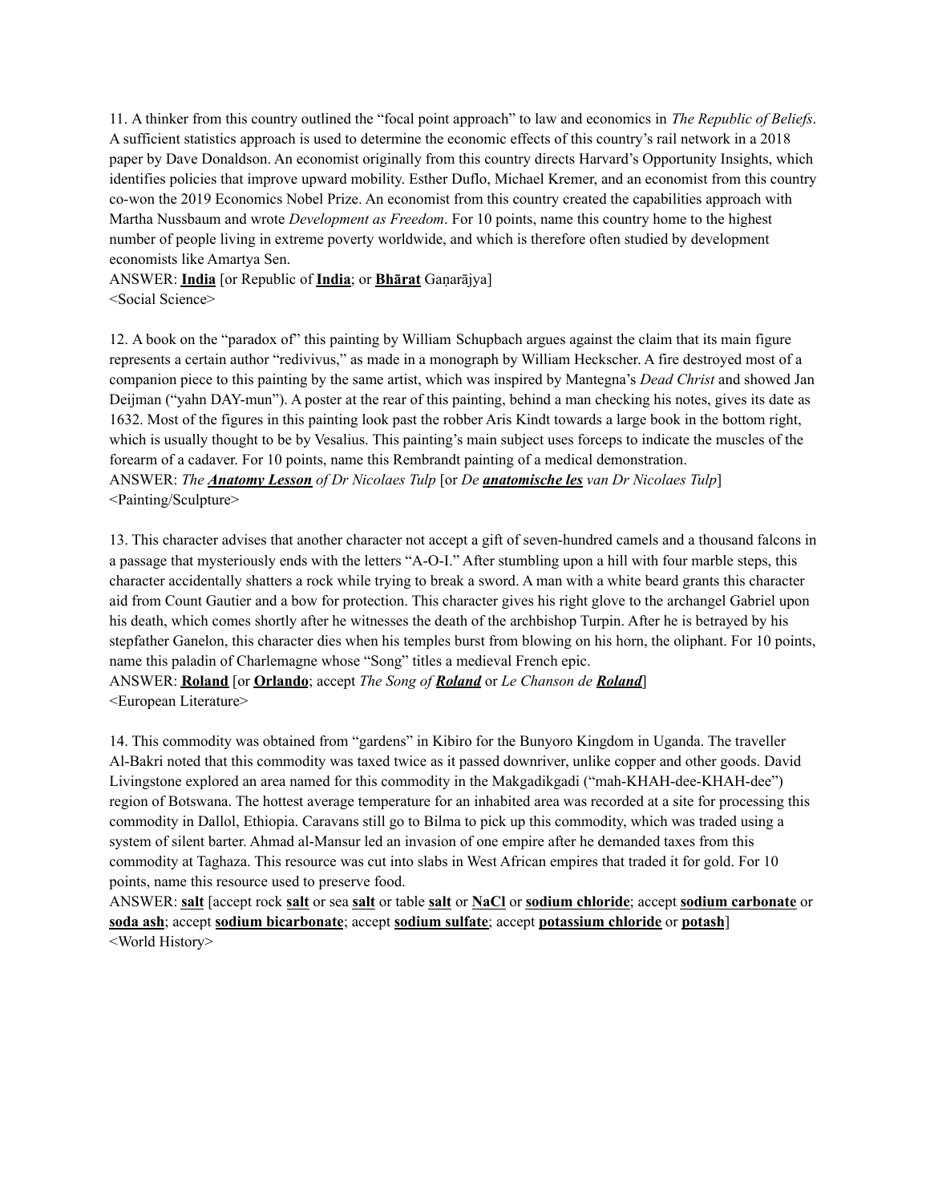11. A thinker from this country outlined the "focal point approach" to law and economics in *The Republic of Beliefs*. A sufficient statistics approach is used to determine the economic effects of this country's rail network in a 2018 paper by Dave Donaldson. An economist originally from this country directs Harvard's Opportunity Insights, which identifies policies that improve upward mobility. Esther Duflo, Michael Kremer, and an economist from this country co-won the 2019 Economics Nobel Prize. An economist from this country created the capabilities approach with Martha Nussbaum and wrote *Development as Freedom*. For 10 points, name this country home to the highest number of people living in extreme poverty worldwide, and which is therefore often studied by development economists like Amartya Sen.

ANSWER: **India** [or Republic of **India**; or **Bhārat** Gaṇarājya]

<Social Science>

12. A book on the "paradox of" this painting by William Schupbach argues against the claim that its main figure represents a certain author "redivivus," as made in a monograph by William Heckscher. A fire destroyed most of a companion piece to this painting by the same artist, which was inspired by Mantegna's *Dead Christ* and showed Jan Deijman ("yahn DAY-mun"). A poster at the rear of this painting, behind a man checking his notes, gives its date as 1632. Most of the figures in this painting look past the robber Aris Kindt towards a large book in the bottom right, which is usually thought to be by Vesalius. This painting's main subject uses forceps to indicate the muscles of the forearm of a cadaver. For 10 points, name this Rembrandt painting of a medical demonstration.

ANSWER: *The **Anatomy Lesson** of Dr Nicolaes Tulp* [or *De **anatomische les** van Dr Nicolaes Tulp*]

<Painting/Sculpture>

13. This character advises that another character not accept a gift of seven-hundred camels and a thousand falcons in a passage that mysteriously ends with the letters "A-O-I." After stumbling upon a hill with four marble steps, this character accidentally shatters a rock while trying to break a sword. A man with a white beard grants this character aid from Count Gautier and a bow for protection. This character gives his right glove to the archangel Gabriel upon his death, which comes shortly after he witnesses the death of the archbishop Turpin. After he is betrayed by his stepfather Ganelon, this character dies when his temples burst from blowing on his horn, the oliphant. For 10 points, name this paladin of Charlemagne whose "Song" titles a medieval French epic.

ANSWER: **Roland** [or **Orlando**; accept *The Song of **Roland*** or *Le Chanson de **Roland***]

<European Literature>

14. This commodity was obtained from "gardens" in Kibiro for the Bunyoro Kingdom in Uganda. The traveller Al-Bakri noted that this commodity was taxed twice as it passed downriver, unlike copper and other goods. David Livingstone explored an area named for this commodity in the Makgadikgadi ("mah-KHAH-dee-KHAH-dee") region of Botswana. The hottest average temperature for an inhabited area was recorded at a site for processing this commodity in Dallol, Ethiopia. Caravans still go to Bilma to pick up this commodity, which was traded using a system of silent barter. Ahmad al-Mansur led an invasion of one empire after he demanded taxes from this commodity at Taghaza. This resource was cut into slabs in West African empires that traded it for gold. For 10 points, name this resource used to preserve food.

ANSWER: **salt** [accept rock **salt** or sea **salt** or table **salt** or **NaCl** or **sodium chloride**; accept **sodium carbonate** or **soda ash**; accept **sodium bicarbonate**; accept **sodium sulfate**; accept **potassium chloride** or **potash**]

<World History>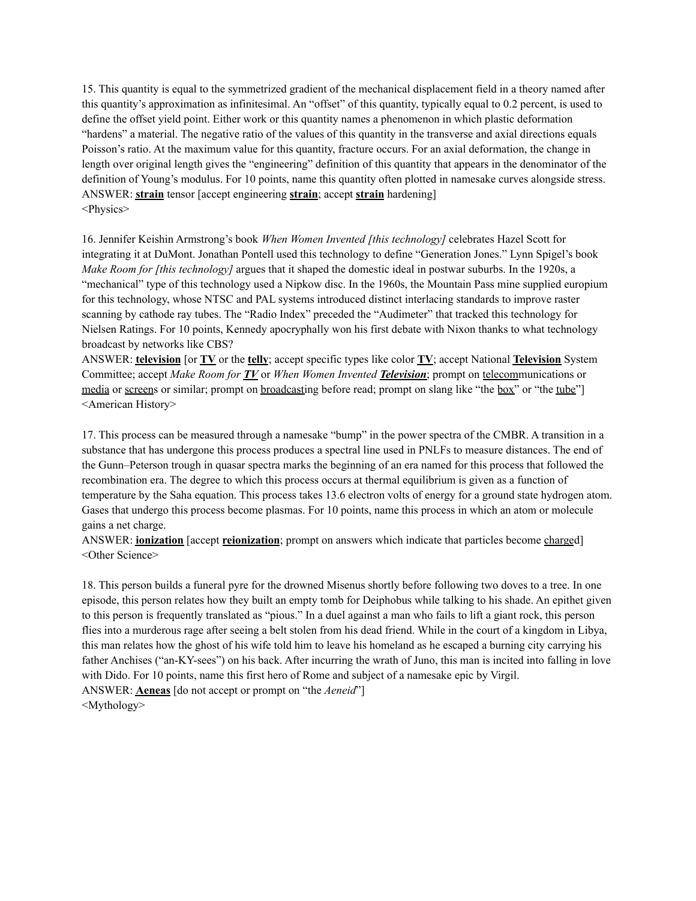15. This quantity is equal to the symmetrized gradient of the mechanical displacement field in a theory named after this quantity's approximation as infinitesimal. An "offset" of this quantity, typically equal to 0.2 percent, is used to define the offset yield point. Either work or this quantity names a phenomenon in which plastic deformation "hardens" a material. The negative ratio of the values of this quantity in the transverse and axial directions equals Poisson's ratio. At the maximum value for this quantity, fracture occurs. For an axial deformation, the change in length over original length gives the "engineering" definition of this quantity that appears in the denominator of the definition of Young's modulus. For 10 points, name this quantity often plotted in namesake curves alongside stress.
ANSWER: **strain** tensor [accept engineering **strain**; accept **strain** hardening]
<Physics>

16. Jennifer Keishin Armstrong's book *When Women Invented [this technology]* celebrates Hazel Scott for integrating it at DuMont. Jonathan Pontell used this technology to define "Generation Jones." Lynn Spigel's book *Make Room for [this technology]* argues that it shaped the domestic ideal in postwar suburbs. In the 1920s, a "mechanical" type of this technology used a Nipkow disc. In the 1960s, the Mountain Pass mine supplied europium for this technology, whose NTSC and PAL systems introduced distinct interlacing standards to improve raster scanning by cathode ray tubes. The "Radio Index" preceded the "Audimeter" that tracked this technology for Nielsen Ratings. For 10 points, Kennedy apocryphally won his first debate with Nixon thanks to what technology broadcast by networks like CBS?
ANSWER: **television** [or **TV** or the **telly**; accept specific types like color **TV**; accept National **Television** System Committee; accept *Make Room for **TV*** or *When Women Invented **Television***; prompt on telecommunications or media or screens or similar; prompt on broadcasting before read; prompt on slang like "the box" or "the tube"]
<American History>

17. This process can be measured through a namesake "bump" in the power spectra of the CMBR. A transition in a substance that has undergone this process produces a spectral line used in PNLFs to measure distances. The end of the Gunn–Peterson trough in quasar spectra marks the beginning of an era named for this process that followed the recombination era. The degree to which this process occurs at thermal equilibrium is given as a function of temperature by the Saha equation. This process takes 13.6 electron volts of energy for a ground state hydrogen atom. Gases that undergo this process become plasmas. For 10 points, name this process in which an atom or molecule gains a net charge.
ANSWER: **ionization** [accept **reionization**; prompt on answers which indicate that particles become charged]
<Other Science>

18. This person builds a funeral pyre for the drowned Misenus shortly before following two doves to a tree. In one episode, this person relates how they built an empty tomb for Deiphobus while talking to his shade. An epithet given to this person is frequently translated as "pious." In a duel against a man who fails to lift a giant rock, this person flies into a murderous rage after seeing a belt stolen from his dead friend. While in the court of a kingdom in Libya, this man relates how the ghost of his wife told him to leave his homeland as he escaped a burning city carrying his father Anchises ("an-KY-sees") on his back. After incurring the wrath of Juno, this man is incited into falling in love with Dido. For 10 points, name this first hero of Rome and subject of a namesake epic by Virgil.
ANSWER: **Aeneas** [do not accept or prompt on "the *Aeneid*"]
<Mythology>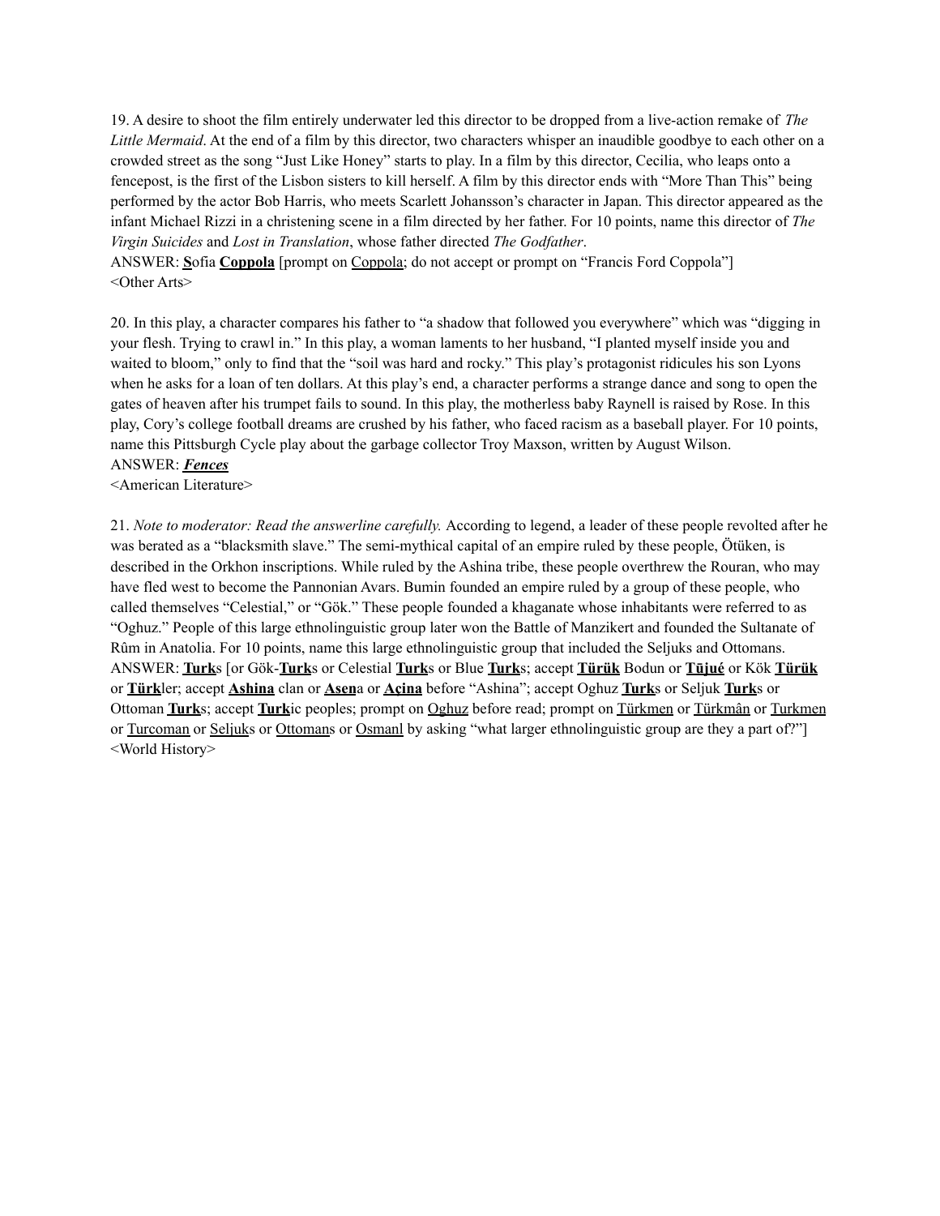19. A desire to shoot the film entirely underwater led this director to be dropped from a live-action remake of *The Little Mermaid*. At the end of a film by this director, two characters whisper an inaudible goodbye to each other on a crowded street as the song "Just Like Honey" starts to play. In a film by this director, Cecilia, who leaps onto a fencepost, is the first of the Lisbon sisters to kill herself. A film by this director ends with "More Than This" being performed by the actor Bob Harris, who meets Scarlett Johansson's character in Japan. This director appeared as the infant Michael Rizzi in a christening scene in a film directed by her father. For 10 points, name this director of *The Virgin Suicides* and *Lost in Translation*, whose father directed *The Godfather*.
ANSWER: **S**ofia **Coppola** [prompt on Coppola; do not accept or prompt on "Francis Ford Coppola"]
<Other Arts>

20. In this play, a character compares his father to "a shadow that followed you everywhere" which was "digging in your flesh. Trying to crawl in." In this play, a woman laments to her husband, "I planted myself inside you and waited to bloom," only to find that the "soil was hard and rocky." This play's protagonist ridicules his son Lyons when he asks for a loan of ten dollars. At this play's end, a character performs a strange dance and song to open the gates of heaven after his trumpet fails to sound. In this play, the motherless baby Raynell is raised by Rose. In this play, Cory's college football dreams are crushed by his father, who faced racism as a baseball player. For 10 points, name this Pittsburgh Cycle play about the garbage collector Troy Maxson, written by August Wilson.
ANSWER: ***Fences***
<American Literature>

21. *Note to moderator: Read the answerline carefully.* According to legend, a leader of these people revolted after he was berated as a "blacksmith slave." The semi-mythical capital of an empire ruled by these people, Ötüken, is described in the Orkhon inscriptions. While ruled by the Ashina tribe, these people overthrew the Rouran, who may have fled west to become the Pannonian Avars. Bumin founded an empire ruled by a group of these people, who called themselves "Celestial," or "Gök." These people founded a khaganate whose inhabitants were referred to as "Oghuz." People of this large ethnolinguistic group later won the Battle of Manzikert and founded the Sultanate of Rûm in Anatolia. For 10 points, name this large ethnolinguistic group that included the Seljuks and Ottomans.
ANSWER: **Turk**s [or Gök-**Turk**s or Celestial **Turk**s or Blue **Turk**s; accept **Türük** Bodun or **Tūjué** or Kök **Türük** or **Türk**ler; accept **Ashina** clan or **Asen**a or **Açina** before "Ashina"; accept Oghuz **Turk**s or Seljuk **Turk**s or Ottoman **Turk**s; accept **Turk**ic peoples; prompt on Oghuz before read; prompt on Türkmen or Türkmân or Turkmen or Turcoman or Seljuks or Ottomans or Osmanl by asking "what larger ethnolinguistic group are they a part of?"]
<World History>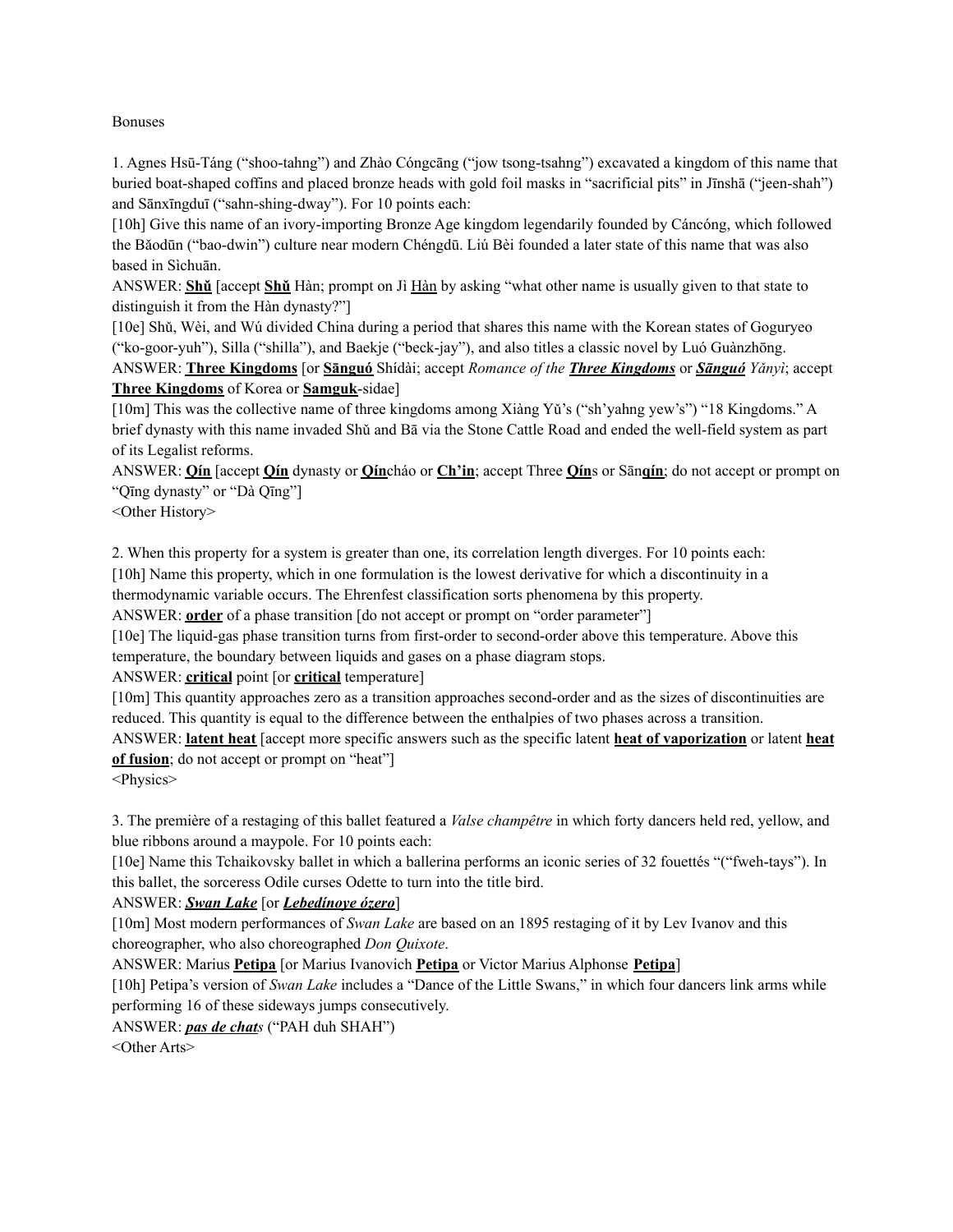Bonuses

1. Agnes Hsū-Táng ("shoo-tahng") and Zhào Cóngcāng ("jow tsong-tsahng") excavated a kingdom of this name that buried boat-shaped coffins and placed bronze heads with gold foil masks in "sacrificial pits" in Jīnshā ("jeen-shah") and Sānxīngduī ("sahn-shing-dway"). For 10 points each:

[10h] Give this name of an ivory-importing Bronze Age kingdom legendarily founded by Cáncóng, which followed the Bǎodūn ("bao-dwin") culture near modern Chéngdū. Liú Bèi founded a later state of this name that was also based in Sìchuān.

ANSWER: **<u>Shǔ</u>** [accept **<u>Shǔ</u>** Hàn; prompt on Jì <u>Hàn</u> by asking "what other name is usually given to that state to distinguish it from the Hàn dynasty?"]

[10e] Shǔ, Wèi, and Wú divided China during a period that shares this name with the Korean states of Goguryeo ("ko-goor-yuh"), Silla ("shilla"), and Baekje ("beck-jay"), and also titles a classic novel by Luó Guànzhōng.

ANSWER: **<u>Three Kingdoms</u>** [or **<u>Sānguó</u>** Shídài; accept *Romance of the **<u>Three Kingdoms</u>*** or ***<u>Sānguó</u>** Yǎnyì*; accept **<u>Three Kingdoms</u>** of Korea or **<u>Samguk</u>**-sidae]

[10m] This was the collective name of three kingdoms among Xiàng Yǔ's ("sh'yahng yew's") "18 Kingdoms." A brief dynasty with this name invaded Shǔ and Bā via the Stone Cattle Road and ended the well-field system as part of its Legalist reforms.

ANSWER: **<u>Qín</u>** [accept **<u>Qín</u>** dynasty or **<u>Qín</u>**cháo or **<u>Ch'in</u>**; accept Three **<u>Qín</u>**s or Sān**<u>qín</u>**; do not accept or prompt on "Qīng dynasty" or "Dà Qīng"]

<Other History>

2. When this property for a system is greater than one, its correlation length diverges. For 10 points each:

[10h] Name this property, which in one formulation is the lowest derivative for which a discontinuity in a thermodynamic variable occurs. The Ehrenfest classification sorts phenomena by this property.

ANSWER: **<u>order</u>** of a phase transition [do not accept or prompt on "order parameter"]

[10e] The liquid-gas phase transition turns from first-order to second-order above this temperature. Above this temperature, the boundary between liquids and gases on a phase diagram stops.

ANSWER: **<u>critical</u>** point [or **<u>critical</u>** temperature]

[10m] This quantity approaches zero as a transition approaches second-order and as the sizes of discontinuities are reduced. This quantity is equal to the difference between the enthalpies of two phases across a transition.

ANSWER: **<u>latent heat</u>** [accept more specific answers such as the specific latent **<u>heat of vaporization</u>** or latent **<u>heat of fusion</u>**; do not accept or prompt on "heat"]

<Physics>

3. The première of a restaging of this ballet featured a *Valse champêtre* in which forty dancers held red, yellow, and blue ribbons around a maypole. For 10 points each:

[10e] Name this Tchaikovsky ballet in which a ballerina performs an iconic series of 32 fouettés "("fweh-tays"). In this ballet, the sorceress Odile curses Odette to turn into the title bird.

ANSWER: ***<u>Swan Lake</u>*** [or ***<u>Lebedínoye ózero</u>***]

[10m] Most modern performances of *Swan Lake* are based on an 1895 restaging of it by Lev Ivanov and this choreographer, who also choreographed *Don Quixote*.

ANSWER: Marius **<u>Petipa</u>** [or Marius Ivanovich **<u>Petipa</u>** or Victor Marius Alphonse **<u>Petipa</u>**]

[10h] Petipa's version of *Swan Lake* includes a "Dance of the Little Swans," in which four dancers link arms while performing 16 of these sideways jumps consecutively.

ANSWER: ***<u>pas de chat</u>**s* ("PAH duh SHAH")

<Other Arts>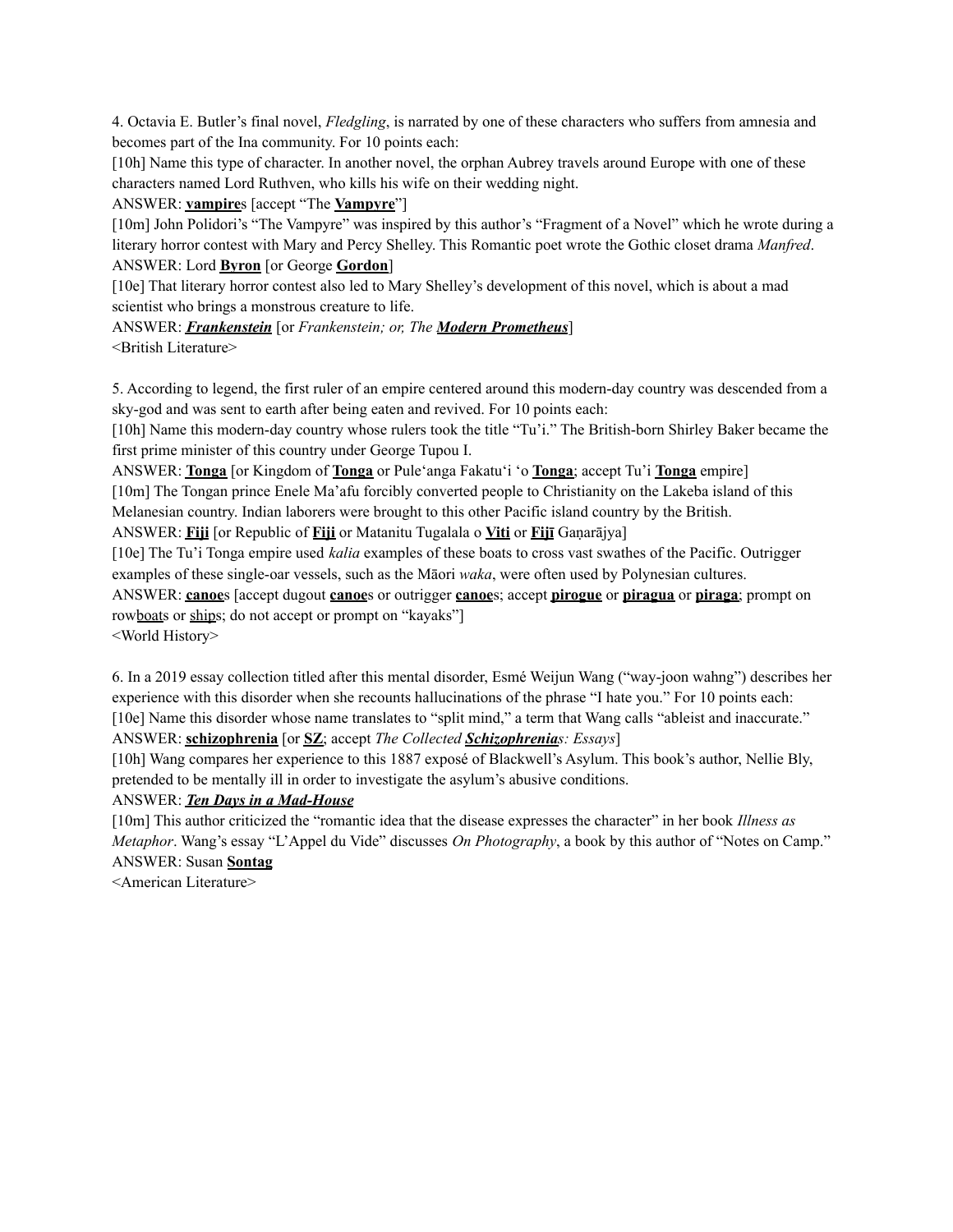4. Octavia E. Butler's final novel, *Fledgling*, is narrated by one of these characters who suffers from amnesia and becomes part of the Ina community. For 10 points each:

[10h] Name this type of character. In another novel, the orphan Aubrey travels around Europe with one of these characters named Lord Ruthven, who kills his wife on their wedding night.

ANSWER: **vampire**s [accept "The **Vampyre**"]

[10m] John Polidori's "The Vampyre" was inspired by this author's "Fragment of a Novel" which he wrote during a literary horror contest with Mary and Percy Shelley. This Romantic poet wrote the Gothic closet drama *Manfred*.

ANSWER: Lord **Byron** [or George **Gordon**]

[10e] That literary horror contest also led to Mary Shelley's development of this novel, which is about a mad scientist who brings a monstrous creature to life.

ANSWER: ***Frankenstein*** [or *Frankenstein; or, The **Modern Prometheus***]

<British Literature>

5. According to legend, the first ruler of an empire centered around this modern-day country was descended from a sky-god and was sent to earth after being eaten and revived. For 10 points each:

[10h] Name this modern-day country whose rulers took the title "Tu'i." The British-born Shirley Baker became the first prime minister of this country under George Tupou I.

ANSWER: **Tonga** [or Kingdom of **Tonga** or Pule'anga Fakatu'i 'o **Tonga**; accept Tu'i **Tonga** empire]

[10m] The Tongan prince Enele Ma'afu forcibly converted people to Christianity on the Lakeba island of this Melanesian country. Indian laborers were brought to this other Pacific island country by the British.

ANSWER: **Fiji** [or Republic of **Fiji** or Matanitu Tugalala o **Viti** or **Fijī** Gaṇarājya]

[10e] The Tu'i Tonga empire used *kalia* examples of these boats to cross vast swathes of the Pacific. Outrigger examples of these single-oar vessels, such as the Māori *waka*, were often used by Polynesian cultures.

ANSWER: **canoe**s [accept dugout **canoe**s or outrigger **canoe**s; accept **pirogue** or **piragua** or **piraga**; prompt on row<u>boat</u>s or <u>ship</u>s; do not accept or prompt on "kayaks"]

<World History>

6. In a 2019 essay collection titled after this mental disorder, Esmé Weijun Wang ("way-joon wahng") describes her experience with this disorder when she recounts hallucinations of the phrase "I hate you." For 10 points each:

[10e] Name this disorder whose name translates to "split mind," a term that Wang calls "ableist and inaccurate."

ANSWER: **schizophrenia** [or **SZ**; accept *The Collected **Schizophrenia**s: Essays*]

[10h] Wang compares her experience to this 1887 exposé of Blackwell's Asylum. This book's author, Nellie Bly, pretended to be mentally ill in order to investigate the asylum's abusive conditions.

ANSWER: ***Ten Days in a Mad-House***

[10m] This author criticized the "romantic idea that the disease expresses the character" in her book *Illness as Metaphor*. Wang's essay "L'Appel du Vide" discusses *On Photography*, a book by this author of "Notes on Camp."

ANSWER: Susan **Sontag**

<American Literature>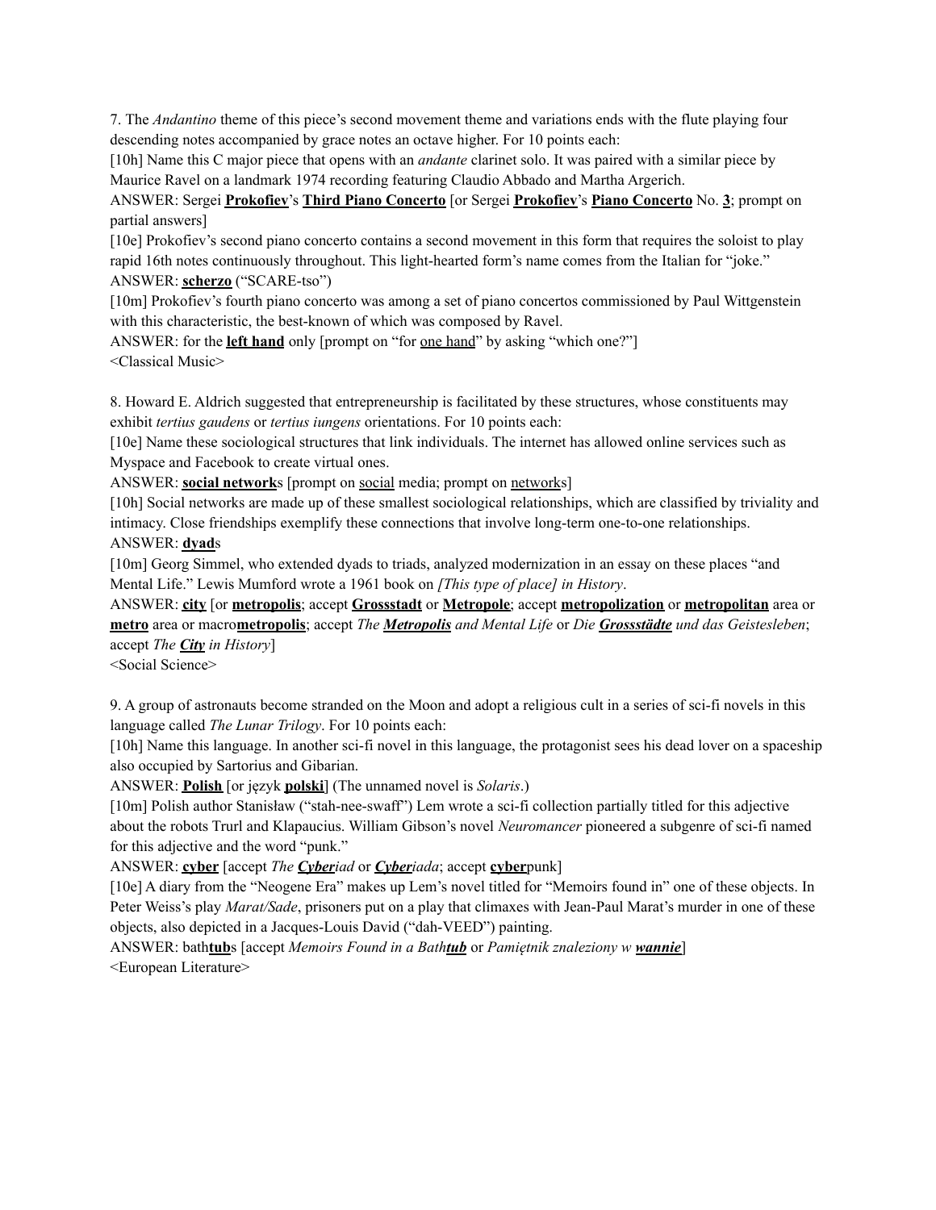7. The *Andantino* theme of this piece's second movement theme and variations ends with the flute playing four descending notes accompanied by grace notes an octave higher. For 10 points each:

[10h] Name this C major piece that opens with an *andante* clarinet solo. It was paired with a similar piece by Maurice Ravel on a landmark 1974 recording featuring Claudio Abbado and Martha Argerich.

ANSWER: Sergei **<u>Prokofiev</u>**'s **<u>Third Piano Concerto</u>** [or Sergei **<u>Prokofiev</u>**'s **<u>Piano Concerto</u>** No. **<u>3</u>**; prompt on partial answers]

[10e] Prokofiev's second piano concerto contains a second movement in this form that requires the soloist to play rapid 16th notes continuously throughout. This light-hearted form's name comes from the Italian for "joke."

ANSWER: **<u>scherzo</u>** ("SCARE-tso")

[10m] Prokofiev's fourth piano concerto was among a set of piano concertos commissioned by Paul Wittgenstein with this characteristic, the best-known of which was composed by Ravel.

ANSWER: for the **<u>left hand</u>** only [prompt on "for <u>one hand</u>" by asking "which one?"]

<Classical Music>

8. Howard E. Aldrich suggested that entrepreneurship is facilitated by these structures, whose constituents may exhibit *tertius gaudens* or *tertius iungens* orientations. For 10 points each:

[10e] Name these sociological structures that link individuals. The internet has allowed online services such as Myspace and Facebook to create virtual ones.

ANSWER: **<u>social network</u>**s [prompt on <u>social</u> media; prompt on <u>network</u>s]

[10h] Social networks are made up of these smallest sociological relationships, which are classified by triviality and intimacy. Close friendships exemplify these connections that involve long-term one-to-one relationships.

ANSWER: **<u>dyad</u>**s

[10m] Georg Simmel, who extended dyads to triads, analyzed modernization in an essay on these places "and Mental Life." Lewis Mumford wrote a 1961 book on *[This type of place] in History*.

ANSWER: **<u>city</u>** [or **<u>metropolis</u>**; accept **<u>Grossstadt</u>** or **<u>Metropole</u>**; accept **<u>metropolization</u>** or **<u>metropolitan</u>** area or **<u>metro</u>** area or macro**<u>metropolis</u>**; accept *The **<u>Metropolis</u>** and Mental Life* or *Die **<u>Grossstädte</u>** und das Geistesleben*; accept *The **<u>City</u>** in History*]

<Social Science>

9. A group of astronauts become stranded on the Moon and adopt a religious cult in a series of sci-fi novels in this language called *The Lunar Trilogy*. For 10 points each:

[10h] Name this language. In another sci-fi novel in this language, the protagonist sees his dead lover on a spaceship also occupied by Sartorius and Gibarian.

ANSWER: **<u>Polish</u>** [or język **<u>polski</u>**] (The unnamed novel is *Solaris*.)

[10m] Polish author Stanisław ("stah-nee-swaff") Lem wrote a sci-fi collection partially titled for this adjective about the robots Trurl and Klapaucius. William Gibson's novel *Neuromancer* pioneered a subgenre of sci-fi named for this adjective and the word "punk."

ANSWER: **<u>cyber</u>** [accept *The **<u>Cyber</u>**iad* or ***<u>Cyber</u>**iada*; accept **<u>cyber</u>**punk]

[10e] A diary from the "Neogene Era" makes up Lem's novel titled for "Memoirs found in" one of these objects. In Peter Weiss's play *Marat/Sade*, prisoners put on a play that climaxes with Jean-Paul Marat's murder in one of these objects, also depicted in a Jacques-Louis David ("dah-VEED") painting.

ANSWER: bath**<u>tub</u>**s [accept *Memoirs Found in a Bath**<u>tub</u>*** or *Pamiętnik znaleziony w **<u>wannie</u>***]

<European Literature>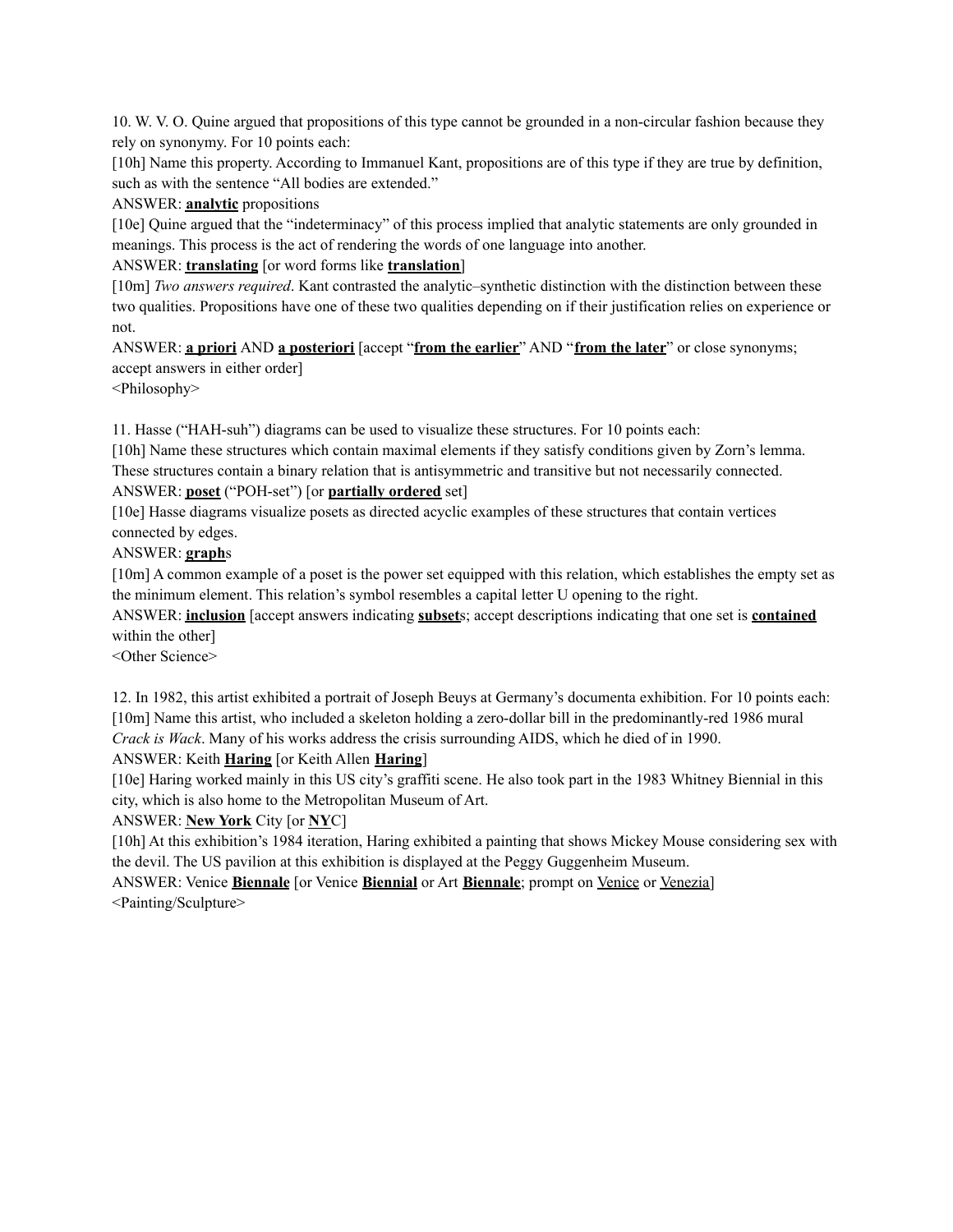10. W. V. O. Quine argued that propositions of this type cannot be grounded in a non-circular fashion because they rely on synonymy. For 10 points each:

[10h] Name this property. According to Immanuel Kant, propositions are of this type if they are true by definition, such as with the sentence "All bodies are extended."

ANSWER: **analytic** propositions

[10e] Quine argued that the "indeterminacy" of this process implied that analytic statements are only grounded in meanings. This process is the act of rendering the words of one language into another.

ANSWER: **translating** [or word forms like **translation**]

[10m] *Two answers required*. Kant contrasted the analytic–synthetic distinction with the distinction between these two qualities. Propositions have one of these two qualities depending on if their justification relies on experience or not.

ANSWER: **a priori** AND **a posteriori** [accept "**from the earlier**" AND "**from the later**" or close synonyms; accept answers in either order]

<Philosophy>

11. Hasse ("HAH-suh") diagrams can be used to visualize these structures. For 10 points each:

[10h] Name these structures which contain maximal elements if they satisfy conditions given by Zorn's lemma. These structures contain a binary relation that is antisymmetric and transitive but not necessarily connected.

ANSWER: **poset** ("POH-set") [or **partially ordered** set]

[10e] Hasse diagrams visualize posets as directed acyclic examples of these structures that contain vertices connected by edges.

ANSWER: **graph**s

[10m] A common example of a poset is the power set equipped with this relation, which establishes the empty set as the minimum element. This relation's symbol resembles a capital letter U opening to the right.

ANSWER: **inclusion** [accept answers indicating **subset**s; accept descriptions indicating that one set is **contained** within the other]

<Other Science>

12. In 1982, this artist exhibited a portrait of Joseph Beuys at Germany's documenta exhibition. For 10 points each:

[10m] Name this artist, who included a skeleton holding a zero-dollar bill in the predominantly-red 1986 mural *Crack is Wack*. Many of his works address the crisis surrounding AIDS, which he died of in 1990.

ANSWER: Keith **Haring** [or Keith Allen **Haring**]

[10e] Haring worked mainly in this US city's graffiti scene. He also took part in the 1983 Whitney Biennial in this city, which is also home to the Metropolitan Museum of Art.

ANSWER: **New York** City [or **NY**C]

[10h] At this exhibition's 1984 iteration, Haring exhibited a painting that shows Mickey Mouse considering sex with the devil. The US pavilion at this exhibition is displayed at the Peggy Guggenheim Museum.

ANSWER: Venice **Biennale** [or Venice **Biennial** or Art **Biennale**; prompt on Venice or Venezia]

<Painting/Sculpture>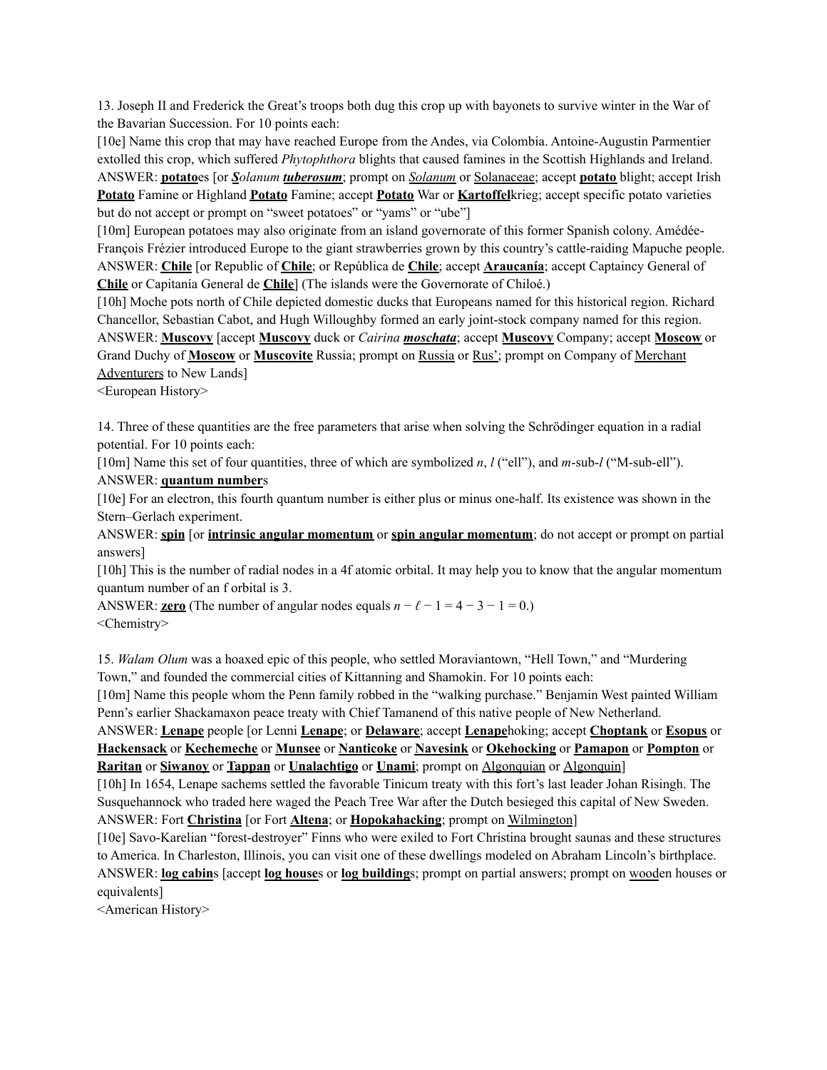13. Joseph II and Frederick the Great's troops both dug this crop up with bayonets to survive winter in the War of the Bavarian Succession. For 10 points each:

[10e] Name this crop that may have reached Europe from the Andes, via Colombia. Antoine-Augustin Parmentier extolled this crop, which suffered *Phytophthora* blights that caused famines in the Scottish Highlands and Ireland.

ANSWER: **potato**es [or ***S****olanum* ***tuberosum***; prompt on *Solanum* or Solanaceae; accept **potato** blight; accept Irish **Potato** Famine or Highland **Potato** Famine; accept **Potato** War or **Kartoffel**krieg; accept specific potato varieties but do not accept or prompt on "sweet potatoes" or "yams" or "ube"]

[10m] European potatoes may also originate from an island governorate of this former Spanish colony. Amédée-François Frézier introduced Europe to the giant strawberries grown by this country's cattle-raiding Mapuche people.

ANSWER: **Chile** [or Republic of **Chile**; or República de **Chile**; accept **Araucanía**; accept Captaincy General of **Chile** or Capitanía General de **Chile**] (The islands were the Governorate of Chiloé.)

[10h] Moche pots north of Chile depicted domestic ducks that Europeans named for this historical region. Richard Chancellor, Sebastian Cabot, and Hugh Willoughby formed an early joint-stock company named for this region.

ANSWER: **Muscovy** [accept **Muscovy** duck or *Cairina* ***moschata***; accept **Muscovy** Company; accept **Moscow** or Grand Duchy of **Moscow** or **Muscovite** Russia; prompt on Russia or Rus'; prompt on Company of Merchant Adventurers to New Lands]

<European History>

14. Three of these quantities are the free parameters that arise when solving the Schrödinger equation in a radial potential. For 10 points each:

[10m] Name this set of four quantities, three of which are symbolized $n$, $l$ ("ell"), and $m$-sub-$l$ ("M-sub-ell").

ANSWER: **quantum number**s

[10e] For an electron, this fourth quantum number is either plus or minus one-half. Its existence was shown in the Stern–Gerlach experiment.

ANSWER: **spin** [or **intrinsic angular momentum** or **spin angular momentum**; do not accept or prompt on partial answers]

[10h] This is the number of radial nodes in a 4f atomic orbital. It may help you to know that the angular momentum quantum number of an f orbital is 3.

ANSWER: **zero** (The number of angular nodes equals $n - \ell - 1 = 4 - 3 - 1 = 0$.)

<Chemistry>

15. *Walam Olum* was a hoaxed epic of this people, who settled Moraviantown, "Hell Town," and "Murdering Town," and founded the commercial cities of Kittanning and Shamokin. For 10 points each:

[10m] Name this people whom the Penn family robbed in the "walking purchase." Benjamin West painted William Penn's earlier Shackamaxon peace treaty with Chief Tamanend of this native people of New Netherland.

ANSWER: **Lenape** people [or Lenni **Lenape**; or **Delaware**; accept **Lenape**hoking; accept **Choptank** or **Esopus** or **Hackensack** or **Kechemeche** or **Munsee** or **Nanticoke** or **Navesink** or **Okehocking** or **Pamapon** or **Pompton** or **Raritan** or **Siwanoy** or **Tappan** or **Unalachtigo** or **Unami**; prompt on Algonquian or Algonquin]

[10h] In 1654, Lenape sachems settled the favorable Tinicum treaty with this fort's last leader Johan Risingh. The Susquehannock who traded here waged the Peach Tree War after the Dutch besieged this capital of New Sweden.

ANSWER: Fort **Christina** [or Fort **Altena**; or **Hopokahacking**; prompt on Wilmington]

[10e] Savo-Karelian "forest-destroyer" Finns who were exiled to Fort Christina brought saunas and these structures to America. In Charleston, Illinois, you can visit one of these dwellings modeled on Abraham Lincoln's birthplace.

ANSWER: **log cabin**s [accept **log house**s or **log building**s; prompt on partial answers; prompt on wooden houses or equivalents]

<American History>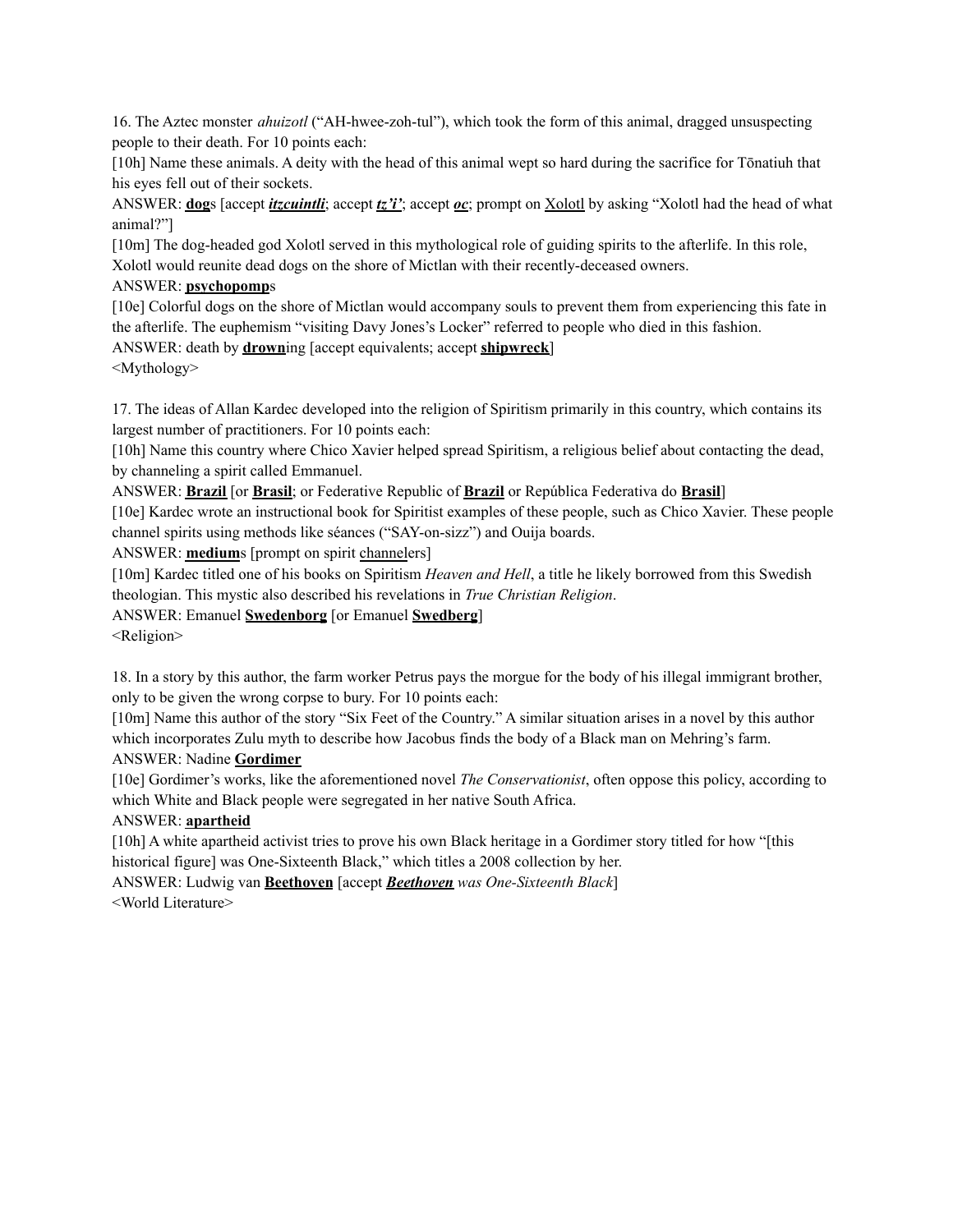16. The Aztec monster *ahuizotl* ("AH-hwee-zoh-tul"), which took the form of this animal, dragged unsuspecting people to their death. For 10 points each:

[10h] Name these animals. A deity with the head of this animal wept so hard during the sacrifice for Tōnatiuh that his eyes fell out of their sockets.

ANSWER: **dog**s [accept ***itzcuintli***; accept ***tz'i'***; accept ***oc***; prompt on Xolotl by asking "Xolotl had the head of what animal?"]

[10m] The dog-headed god Xolotl served in this mythological role of guiding spirits to the afterlife. In this role, Xolotl would reunite dead dogs on the shore of Mictlan with their recently-deceased owners.

ANSWER: **psychopomp**s

[10e] Colorful dogs on the shore of Mictlan would accompany souls to prevent them from experiencing this fate in the afterlife. The euphemism "visiting Davy Jones's Locker" referred to people who died in this fashion.

ANSWER: death by **drown**ing [accept equivalents; accept **shipwreck**]

<Mythology>

17. The ideas of Allan Kardec developed into the religion of Spiritism primarily in this country, which contains its largest number of practitioners. For 10 points each:

[10h] Name this country where Chico Xavier helped spread Spiritism, a religious belief about contacting the dead, by channeling a spirit called Emmanuel.

ANSWER: **Brazil** [or **Brasil**; or Federative Republic of **Brazil** or República Federativa do **Brasil**]

[10e] Kardec wrote an instructional book for Spiritist examples of these people, such as Chico Xavier. These people channel spirits using methods like séances ("SAY-on-sizz") and Ouija boards.

ANSWER: **medium**s [prompt on spirit channelers]

[10m] Kardec titled one of his books on Spiritism *Heaven and Hell*, a title he likely borrowed from this Swedish theologian. This mystic also described his revelations in *True Christian Religion*.

ANSWER: Emanuel **Swedenborg** [or Emanuel **Swedberg**]

<Religion>

18. In a story by this author, the farm worker Petrus pays the morgue for the body of his illegal immigrant brother, only to be given the wrong corpse to bury. For 10 points each:

[10m] Name this author of the story "Six Feet of the Country." A similar situation arises in a novel by this author which incorporates Zulu myth to describe how Jacobus finds the body of a Black man on Mehring's farm.

ANSWER: Nadine **Gordimer**

[10e] Gordimer's works, like the aforementioned novel *The Conservationist*, often oppose this policy, according to which White and Black people were segregated in her native South Africa.

ANSWER: **apartheid**

[10h] A white apartheid activist tries to prove his own Black heritage in a Gordimer story titled for how "[this historical figure] was One-Sixteenth Black," which titles a 2008 collection by her.

ANSWER: Ludwig van **Beethoven** [accept ***Beethoven*** *was One-Sixteenth Black*]

<World Literature>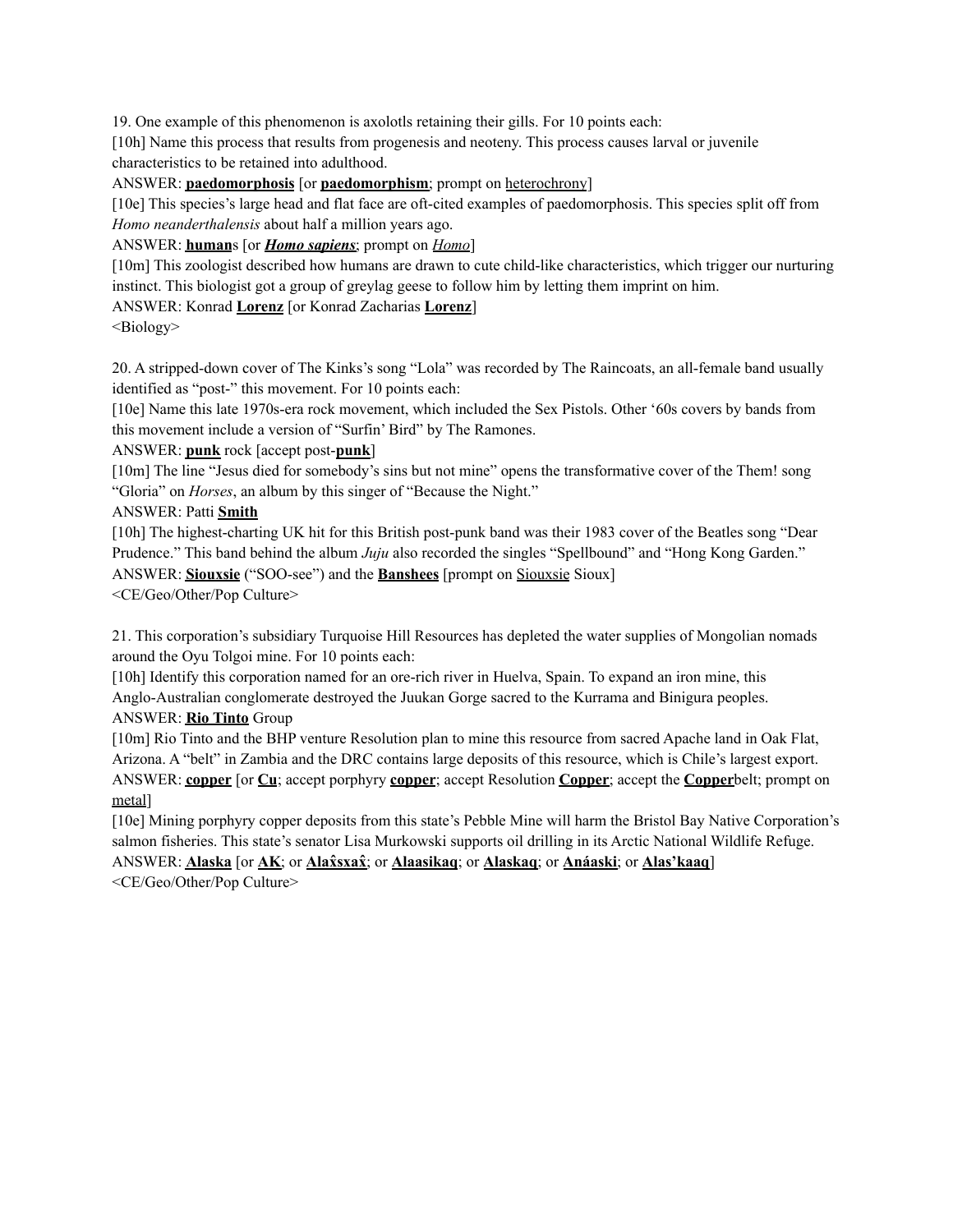19. One example of this phenomenon is axolotls retaining their gills. For 10 points each:

[10h] Name this process that results from progenesis and neoteny. This process causes larval or juvenile characteristics to be retained into adulthood.

ANSWER: **paedomorphosis** [or **paedomorphism**; prompt on heterochrony]

[10e] This species's large head and flat face are oft-cited examples of paedomorphosis. This species split off from *Homo neanderthalensis* about half a million years ago.

ANSWER: **human**s [or ***Homo sapiens***; prompt on *Homo*]

[10m] This zoologist described how humans are drawn to cute child-like characteristics, which trigger our nurturing instinct. This biologist got a group of greylag geese to follow him by letting them imprint on him.

ANSWER: Konrad **Lorenz** [or Konrad Zacharias **Lorenz**]

<Biology>

20. A stripped-down cover of The Kinks's song "Lola" was recorded by The Raincoats, an all-female band usually identified as "post-" this movement. For 10 points each:

[10e] Name this late 1970s-era rock movement, which included the Sex Pistols. Other '60s covers by bands from this movement include a version of "Surfin' Bird" by The Ramones.

ANSWER: **punk** rock [accept post-**punk**]

[10m] The line "Jesus died for somebody's sins but not mine" opens the transformative cover of the Them! song "Gloria" on *Horses*, an album by this singer of "Because the Night."

ANSWER: Patti **Smith**

[10h] The highest-charting UK hit for this British post-punk band was their 1983 cover of the Beatles song "Dear Prudence." This band behind the album *Juju* also recorded the singles "Spellbound" and "Hong Kong Garden."

ANSWER: **Siouxsie** ("SOO-see") and the **Banshees** [prompt on Siouxsie Sioux]

<CE/Geo/Other/Pop Culture>

21. This corporation's subsidiary Turquoise Hill Resources has depleted the water supplies of Mongolian nomads around the Oyu Tolgoi mine. For 10 points each:

[10h] Identify this corporation named for an ore-rich river in Huelva, Spain. To expand an iron mine, this Anglo-Australian conglomerate destroyed the Juukan Gorge sacred to the Kurrama and Binigura peoples.

ANSWER: **Rio Tinto** Group

[10m] Rio Tinto and the BHP venture Resolution plan to mine this resource from sacred Apache land in Oak Flat, Arizona. A "belt" in Zambia and the DRC contains large deposits of this resource, which is Chile's largest export.

ANSWER: **copper** [or **Cu**; accept porphyry **copper**; accept Resolution **Copper**; accept the **Copper**belt; prompt on metal]

[10e] Mining porphyry copper deposits from this state's Pebble Mine will harm the Bristol Bay Native Corporation's salmon fisheries. This state's senator Lisa Murkowski supports oil drilling in its Arctic National Wildlife Refuge.

ANSWER: **Alaska** [or **AK**; or **Alax̂sxax̂**; or **Alaasikaq**; or **Alaskaq**; or **Anáaski**; or **Alas'kaaq**]

<CE/Geo/Other/Pop Culture>